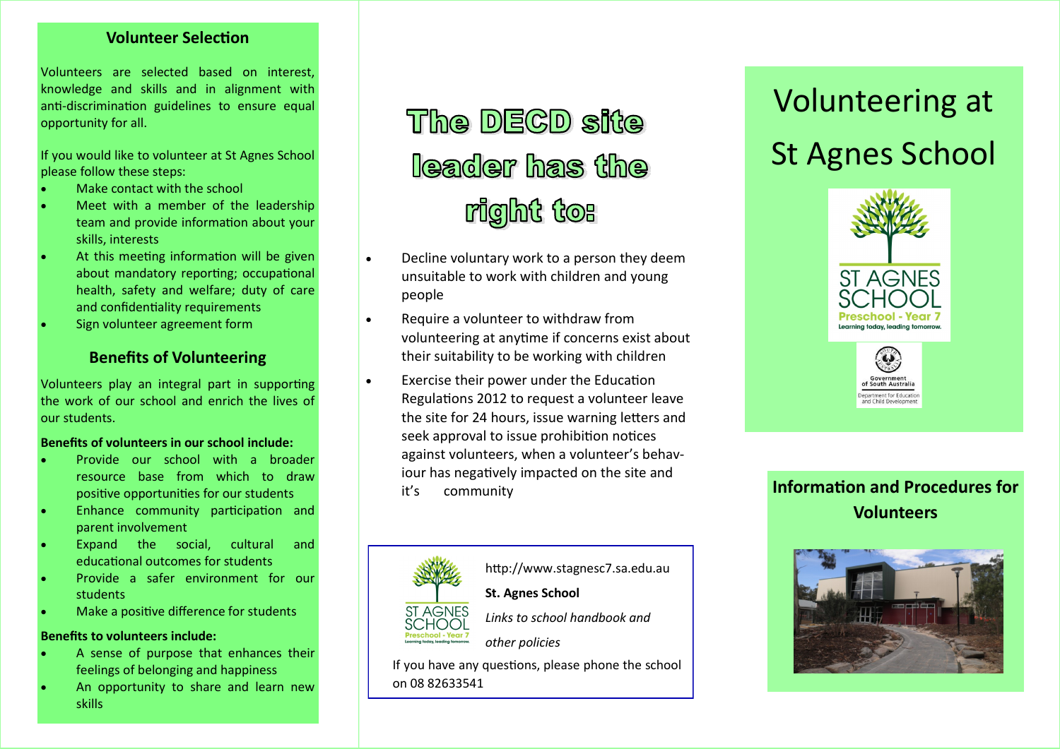## Volunteer Selection

Volunteers are selected based on interest, knowledge and skills and in alignment with anti-discrimination guidelines to ensure equal opportunity for all.

If you would like to volunteer at St Agnes School please follow these steps:

- Make contact with the school
- Meet with a member of the leadership team and provide information about your skills, interests
- At this meeting information will be given about mandatory reporting; occupational health, safety and welfare; duty of care and confidentiality requirements
- Sign volunteer agreement form

## Benefits of Volunteering

Volunteers play an integral part in supporting the work of our school and enrich the lives of our students.

**Benefits of volunteers in our school include:**

- Provide our school with a broader resource base from which to draw positive opportunities for our students
- Enhance community participation and parent involvement
- Expand the social, cultural and educational outcomes for students
- Provide a safer environment for our students
- Make a positive difference for students

**Benefits to volunteers include:**

- A sense of purpose that enhances their feelings of belonging and happiness
- An opportunity to share and learn new skills

## The DECD site leader has the right to:

- Decline voluntary work to a person they deem unsuitable to work with children and young people
- Require a volunteer to withdraw from volunteering at anytime if concerns exist about their suitability to be working with children
- Exercise their power under the Education Regulations 2012 to request a volunteer leave the site for 24 hours, issue warning letters and seek approval to issue prohibition notices against volunteers, when a volunteer's behaviour has negatively impacted on the site and it's community

ST AGNES SCHOOL
Preschool - Year 7
Learning today, leading tomorrow.

http://www.stagnesc7.sa.edu.au

**St. Agnes School**

*Links to school handbook and other policies*

If you have any questions, please phone the school on 08 82633541

# Volunteering at St Agnes School

ST AGNES SCHOOL
Preschool - Year 7
Learning today, leading tomorrow.

Government of South Australia
Department for Education and Child Development

## Information and Procedures for Volunteers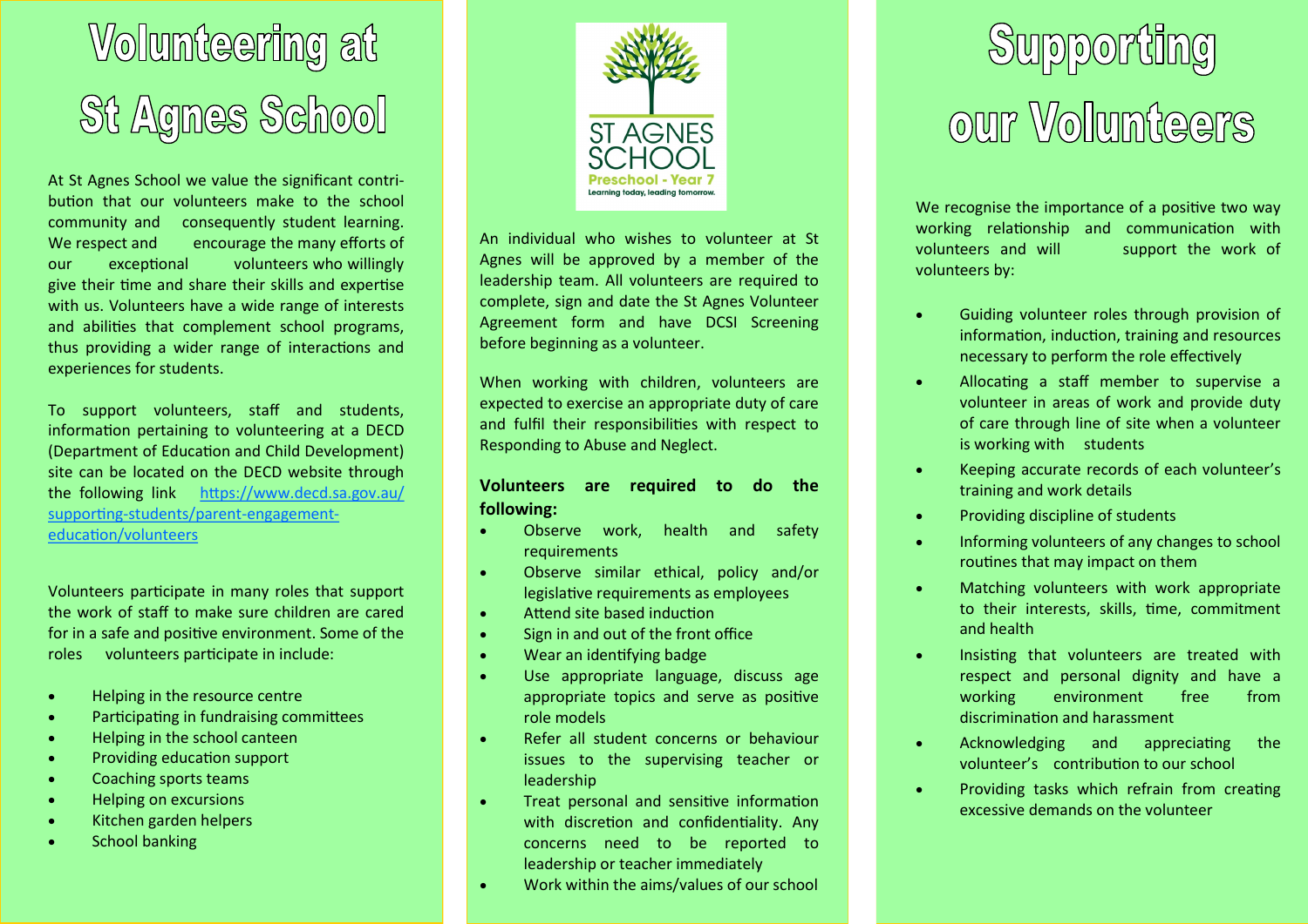# Volunteering at St Agnes School

At St Agnes School we value the significant contribution that our volunteers make to the school community and consequently student learning. We respect and encourage the many efforts of our exceptional volunteers who willingly give their time and share their skills and expertise with us. Volunteers have a wide range of interests and abilities that complement school programs, thus providing a wider range of interactions and experiences for students.

To support volunteers, staff and students, information pertaining to volunteering at a DECD (Department of Education and Child Development) site can be located on the DECD website through the following link https://www.decd.sa.gov.au/supporting-students/parent-engagement-education/volunteers

Volunteers participate in many roles that support the work of staff to make sure children are cared for in a safe and positive environment. Some of the roles volunteers participate in include:

- Helping in the resource centre
- Participating in fundraising committees
- Helping in the school canteen
- Providing education support
- Coaching sports teams
- Helping on excursions
- Kitchen garden helpers
- School banking

ST AGNES SCHOOL
Preschool - Year 7
Learning today, leading tomorrow.

An individual who wishes to volunteer at St Agnes will be approved by a member of the leadership team. All volunteers are required to complete, sign and date the St Agnes Volunteer Agreement form and have DCSI Screening before beginning as a volunteer.

When working with children, volunteers are expected to exercise an appropriate duty of care and fulfil their responsibilities with respect to Responding to Abuse and Neglect.

**Volunteers are required to do the following:**

- Observe work, health and safety requirements
- Observe similar ethical, policy and/or legislative requirements as employees
- Attend site based induction
- Sign in and out of the front office
- Wear an identifying badge
- Use appropriate language, discuss age appropriate topics and serve as positive role models
- Refer all student concerns or behaviour issues to the supervising teacher or leadership
- Treat personal and sensitive information with discretion and confidentiality. Any concerns need to be reported to leadership or teacher immediately
- Work within the aims/values of our school

# Supporting our Volunteers

We recognise the importance of a positive two way working relationship and communication with volunteers and will support the work of volunteers by:

- Guiding volunteer roles through provision of information, induction, training and resources necessary to perform the role effectively
- Allocating a staff member to supervise a volunteer in areas of work and provide duty of care through line of site when a volunteer is working with students
- Keeping accurate records of each volunteer's training and work details
- Providing discipline of students
- Informing volunteers of any changes to school routines that may impact on them
- Matching volunteers with work appropriate to their interests, skills, time, commitment and health
- Insisting that volunteers are treated with respect and personal dignity and have a working environment free from discrimination and harassment
- Acknowledging and appreciating the volunteer's contribution to our school
- Providing tasks which refrain from creating excessive demands on the volunteer